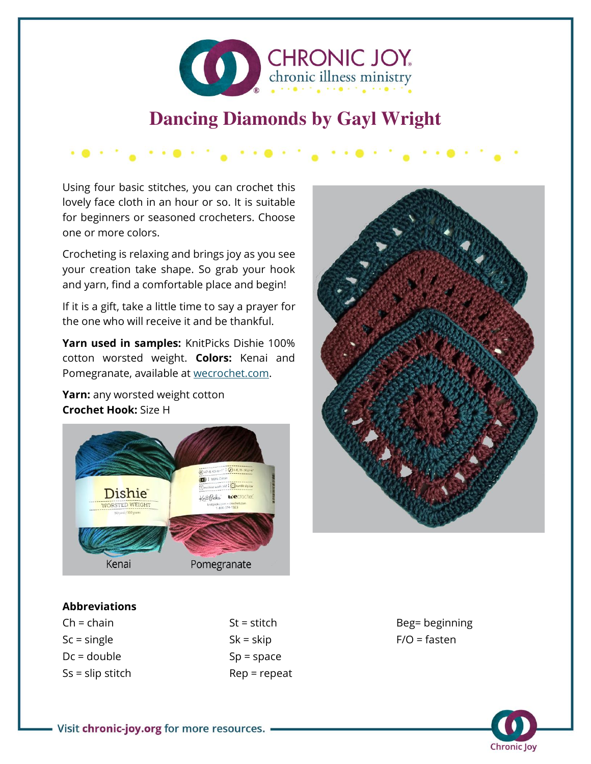# Dancing Diamonds by Gayl Wright

Using four basic stitches, you can crochet this lovely face cloth in an hour or so. It is suitable for beginners or seasoned crocheters. Choose one or more colors.

Crocheting is relaxing and brings joy as you see your creation take shape. So grab your hook and yarn, find a comfortable place and begin!

If it is a gift, take a little time to say a prayer for the one who will receive it and be thankful.

**Yarn used in samples:** KnitPicks Dishie 100% cotton worsted weight. **Colors:** Kenai and Pomegranate, available at wecrochet.com.

**Yarn:** any worsted weight cotton
**Crochet Hook:** Size H

Kenai    Pomegranate

**Abbreviations**

Ch = chain
Sc = single
Dc = double
Ss = slip stitch
St = stitch
Sk = skip
Sp = space
Rep = repeat
Beg= beginning
F/O = fasten

Visit **chronic-joy.org** for more resources.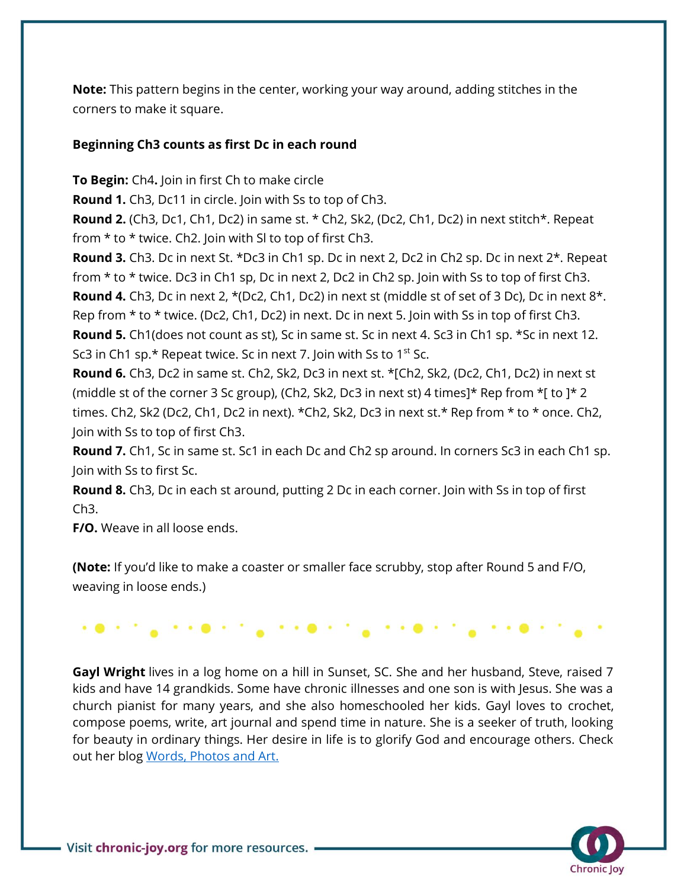**Note:** This pattern begins in the center, working your way around, adding stitches in the corners to make it square.

**Beginning Ch3 counts as first Dc in each round**

**To Begin:** Ch4**.** Join in first Ch to make circle
**Round 1.** Ch3, Dc11 in circle. Join with Ss to top of Ch3.
**Round 2.** (Ch3, Dc1, Ch1, Dc2) in same st. * Ch2, Sk2, (Dc2, Ch1, Dc2) in next stitch*. Repeat from * to * twice. Ch2. Join with Sl to top of first Ch3.
**Round 3.** Ch3. Dc in next St. *Dc3 in Ch1 sp. Dc in next 2, Dc2 in Ch2 sp. Dc in next 2*. Repeat from * to * twice. Dc3 in Ch1 sp, Dc in next 2, Dc2 in Ch2 sp. Join with Ss to top of first Ch3.
**Round 4.** Ch3, Dc in next 2, *(Dc2, Ch1, Dc2) in next st (middle st of set of 3 Dc), Dc in next 8*. Rep from * to * twice. (Dc2, Ch1, Dc2) in next. Dc in next 5. Join with Ss in top of first Ch3.
**Round 5.** Ch1(does not count as st), Sc in same st. Sc in next 4. Sc3 in Ch1 sp. *Sc in next 12. Sc3 in Ch1 sp.* Repeat twice. Sc in next 7. Join with Ss to 1st Sc.
**Round 6.** Ch3, Dc2 in same st. Ch2, Sk2, Dc3 in next st. *[Ch2, Sk2, (Dc2, Ch1, Dc2) in next st (middle st of the corner 3 Sc group), (Ch2, Sk2, Dc3 in next st) 4 times]* Rep from *[ to ]* 2 times. Ch2, Sk2 (Dc2, Ch1, Dc2 in next). *Ch2, Sk2, Dc3 in next st.* Rep from * to * once. Ch2, Join with Ss to top of first Ch3.
**Round 7.** Ch1, Sc in same st. Sc1 in each Dc and Ch2 sp around. In corners Sc3 in each Ch1 sp. Join with Ss to first Sc.
**Round 8.** Ch3, Dc in each st around, putting 2 Dc in each corner. Join with Ss in top of first Ch3.
**F/O.** Weave in all loose ends.

**(Note:** If you'd like to make a coaster or smaller face scrubby, stop after Round 5 and F/O, weaving in loose ends.)

**Gayl Wright** lives in a log home on a hill in Sunset, SC. She and her husband, Steve, raised 7 kids and have 14 grandkids. Some have chronic illnesses and one son is with Jesus. She was a church pianist for many years, and she also homeschooled her kids. Gayl loves to crochet, compose poems, write, art journal and spend time in nature. She is a seeker of truth, looking for beauty in ordinary things. Her desire in life is to glorify God and encourage others. Check out her blog Words, Photos and Art.

Visit **chronic-joy.org** for more resources.